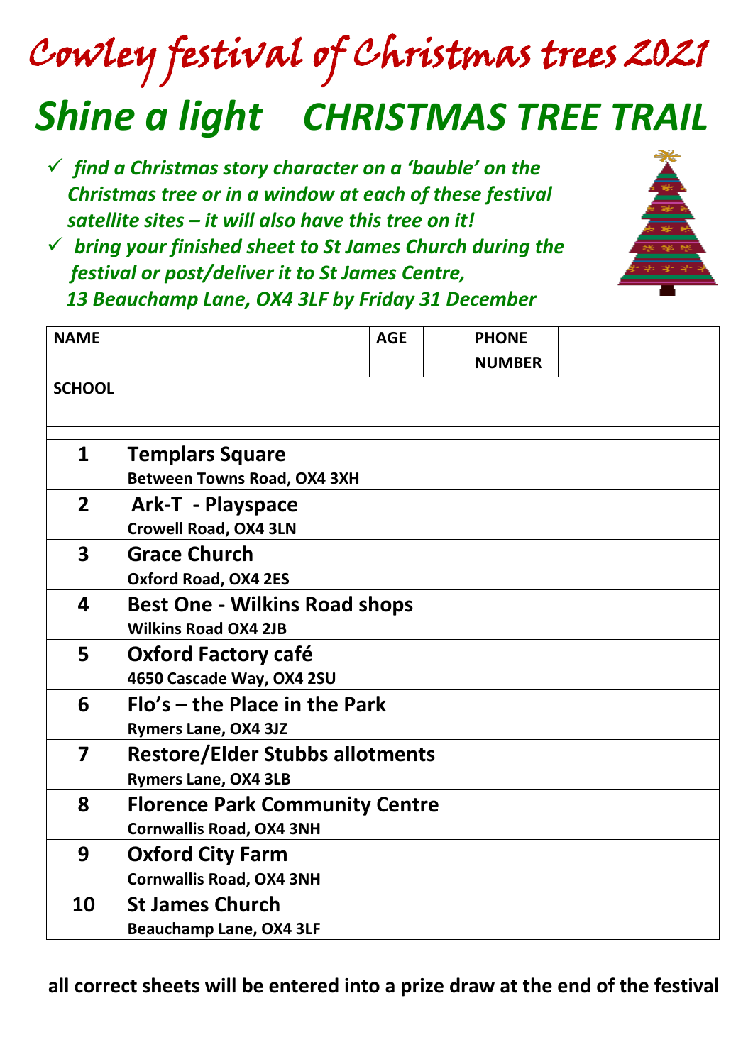# Cowley festival of Christmas trees 2021

## *Shine a light    CHRISTMAS TREE TRAIL*

- ✓ *find a Christmas story character on a 'bauble' on the Christmas tree or in a window at each of these festival satellite sites – it will also have this tree on it!*
- ✓ *bring your finished sheet to St James Church during the festival or post/deliver it to St James Centre, 13 Beauchamp Lane, OX4 3LF by Friday 31 December*

| NAME | | AGE | | PHONE NUMBER | |
|---|---|---|---|---|---|
| SCHOOL | | | | | |

| | | |
|---|---|---|
| 1 | **Templars Square**<br>Between Towns Road, OX4 3XH | |
| 2 | **Ark-T - Playspace**<br>Crowell Road, OX4 3LN | |
| 3 | **Grace Church**<br>Oxford Road, OX4 2ES | |
| 4 | **Best One - Wilkins Road shops**<br>Wilkins Road OX4 2JB | |
| 5 | **Oxford Factory café**<br>4650 Cascade Way, OX4 2SU | |
| 6 | **Flo's – the Place in the Park**<br>Rymers Lane, OX4 3JZ | |
| 7 | **Restore/Elder Stubbs allotments**<br>Rymers Lane, OX4 3LB | |
| 8 | **Florence Park Community Centre**<br>Cornwallis Road, OX4 3NH | |
| 9 | **Oxford City Farm**<br>Cornwallis Road, OX4 3NH | |
| 10 | **St James Church**<br>Beauchamp Lane, OX4 3LF | |

**all correct sheets will be entered into a prize draw at the end of the festival**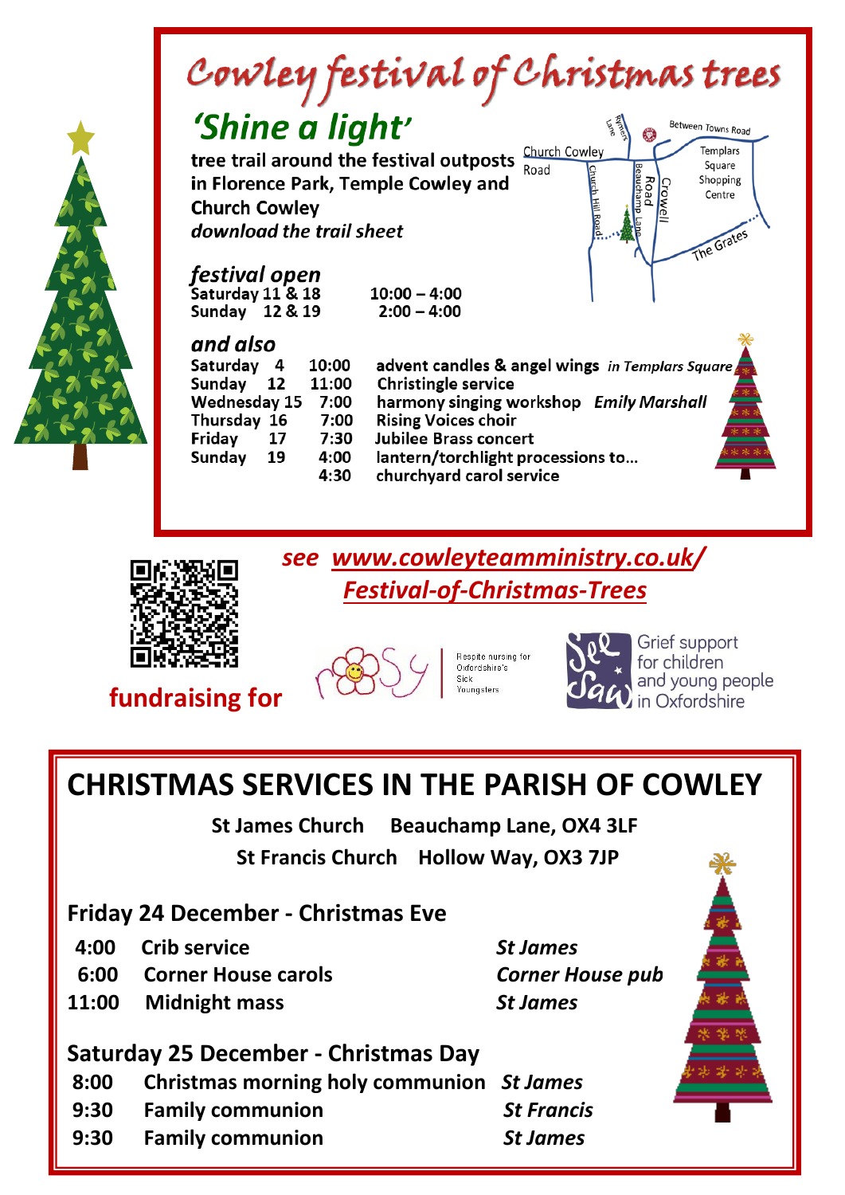# Cowley festival of Christmas trees

## 'Shine a light'

**tree trail around the festival outposts in Florence Park, Temple Cowley and Church Cowley**

***download the trail sheet***

Rymers Lane
Between Towns Road
Church Cowley Road
Templars Square Shopping Centre
Church Hill Road
Beauchamp Lane
Road
Crowell
The Grates

### *festival open*

| | | |
|---|---|---|
| **Saturday** | **11 & 18** | **10:00 – 4:00** |
| **Sunday** | **12 & 19** | **2:00 – 4:00** |

### *and also*

| | | | |
|---|---|---|---|
| **Saturday** | **4** | **10:00** | **advent candles & angel wings** ***in Templars Square*** |
| **Sunday** | **12** | **11:00** | **Christingle service** |
| **Wednesday** | **15** | **7:00** | **harmony singing workshop** ***Emily Marshall*** |
| **Thursday** | **16** | **7:00** | **Rising Voices choir** |
| **Friday** | **17** | **7:30** | **Jubilee Brass concert** |
| **Sunday** | **19** | **4:00** | **lantern/torchlight processions to...** |
| | | **4:30** | **churchyard carol service** |

***see www.cowleyteamministry.co.uk/ Festival-of-Christmas-Trees***

**fundraising for**

rosy — Respite nursing for Oxfordshire's Sick Youngsters

Sel Saw — Grief support for children and young people in Oxfordshire

# CHRISTMAS SERVICES IN THE PARISH OF COWLEY

**St James Church** **Beauchamp Lane, OX4 3LF**

**St Francis Church** **Hollow Way, OX3 7JP**

## Friday 24 December - Christmas Eve

| | | |
|---|---|---|
| **4:00** | **Crib service** | ***St James*** |
| **6:00** | **Corner House carols** | ***Corner House pub*** |
| **11:00** | **Midnight mass** | ***St James*** |

## Saturday 25 December - Christmas Day

| | | |
|---|---|---|
| **8:00** | **Christmas morning holy communion** | ***St James*** |
| **9:30** | **Family communion** | ***St Francis*** |
| **9:30** | **Family communion** | ***St James*** |